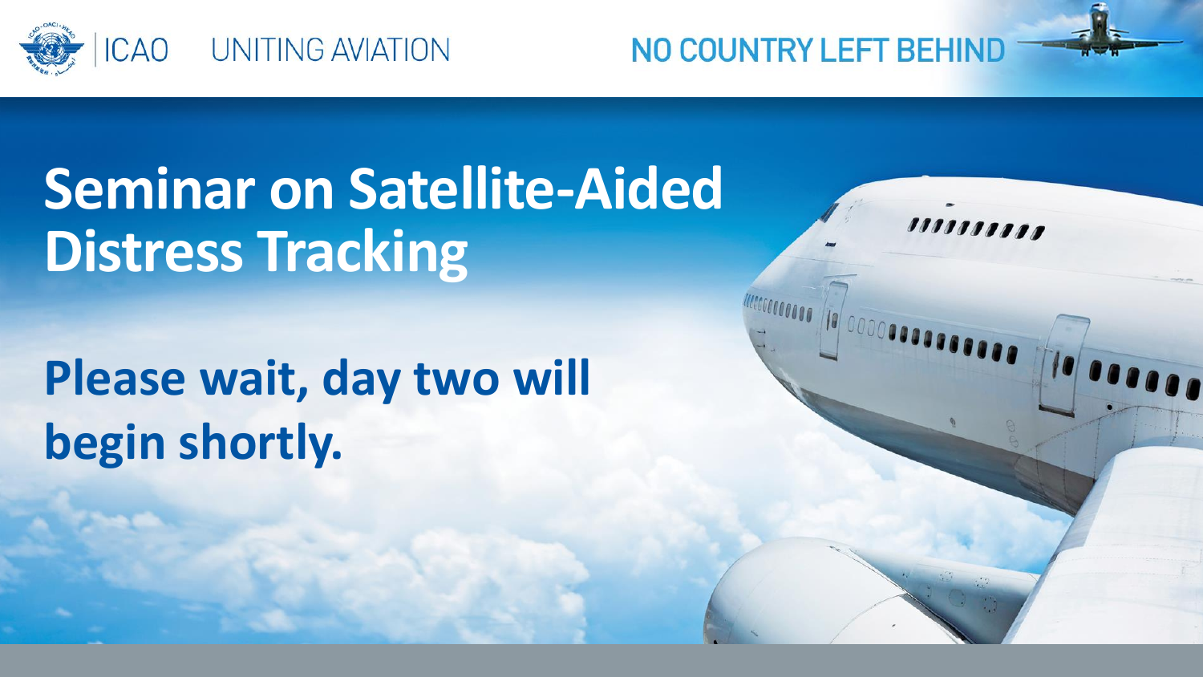ICAO UNITING AVIATION

NO COUNTRY LEFT BEHIND

# Seminar on Satellite-Aided Distress Tracking

## Please wait, day two will begin shortly.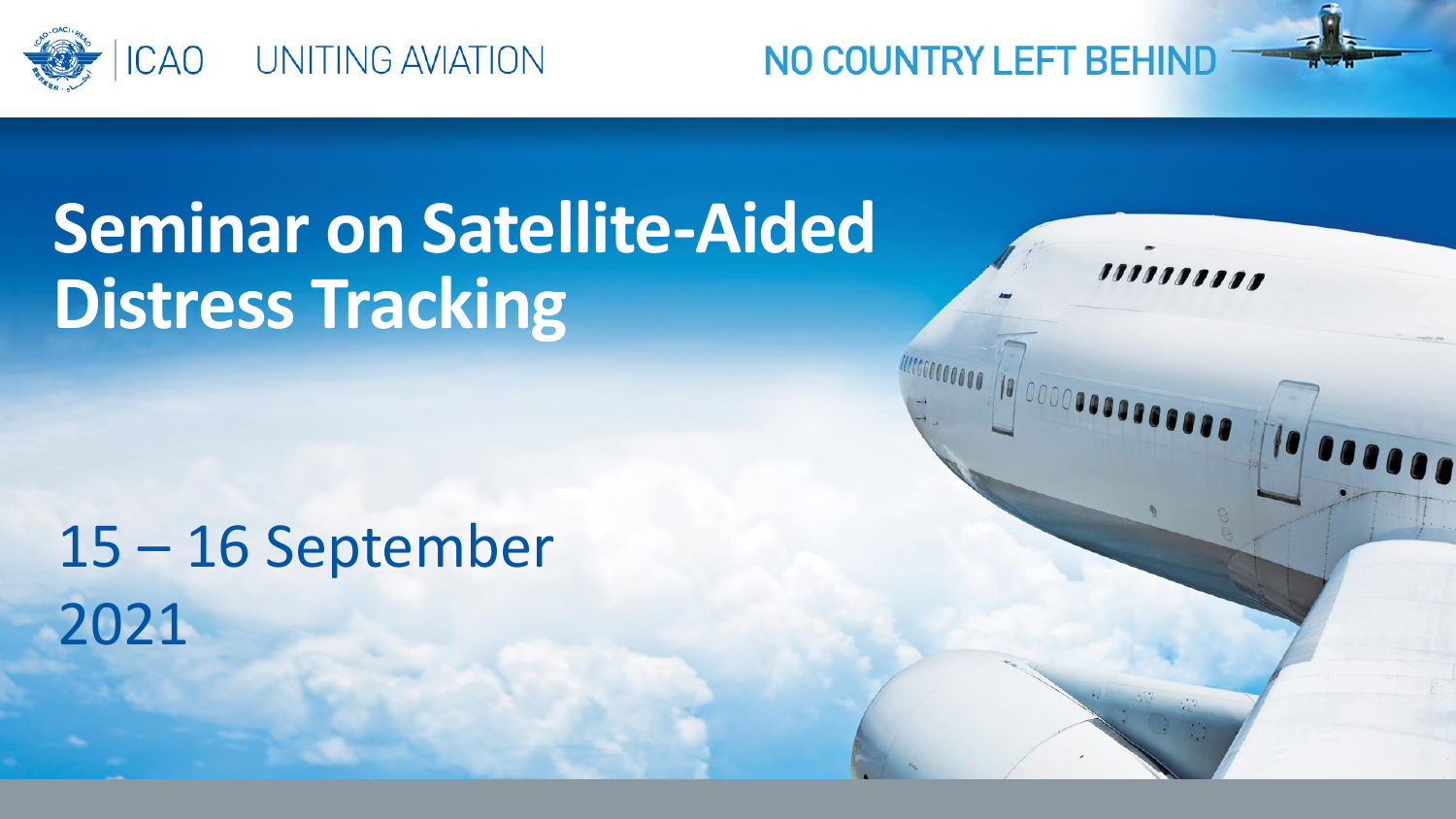ICAO UNITING AVIATION

NO COUNTRY LEFT BEHIND

# Seminar on Satellite-Aided Distress Tracking

15 – 16 September 2021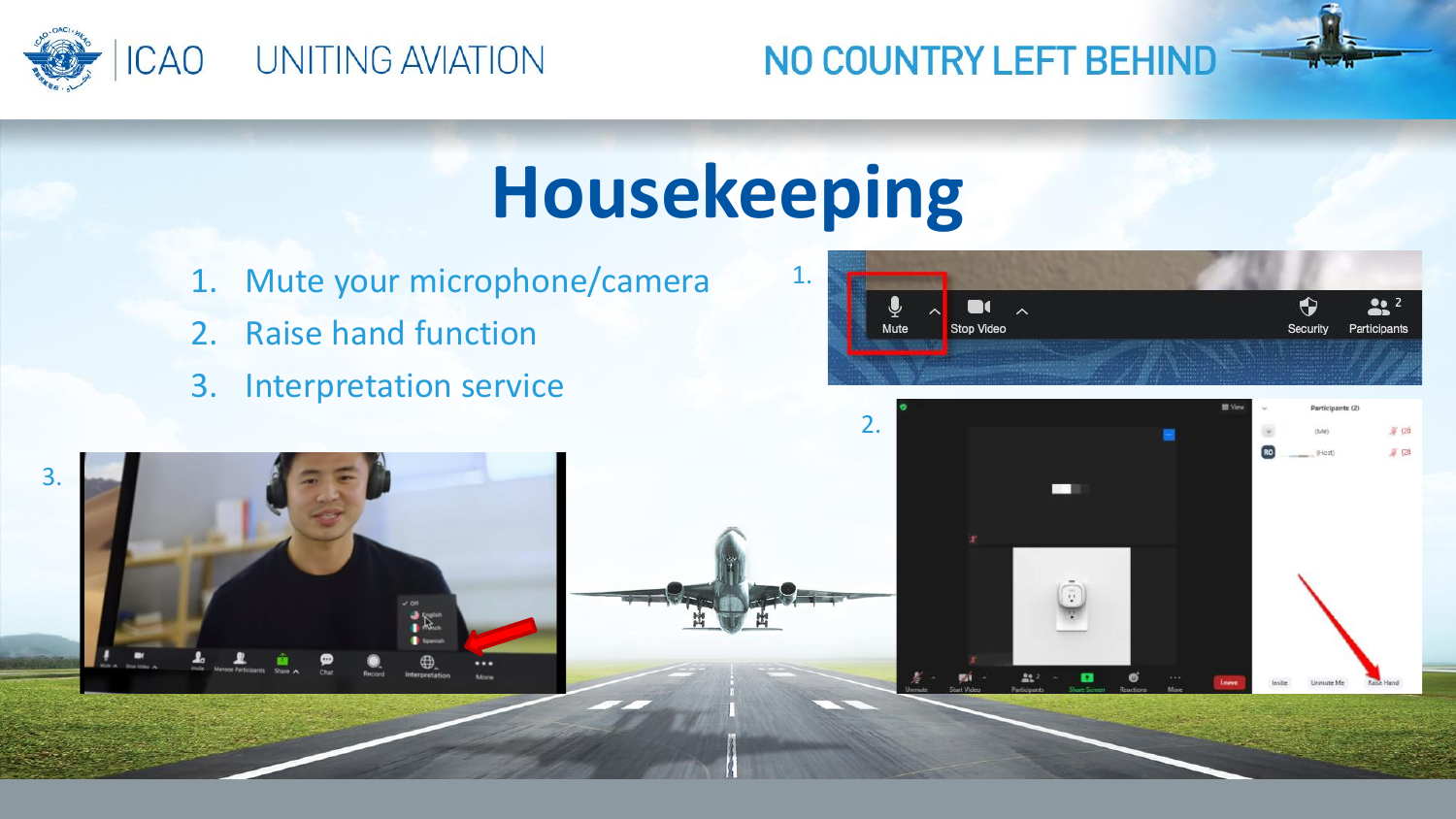# Housekeeping

1. Mute your microphone/camera
2. Raise hand function
3. Interpretation service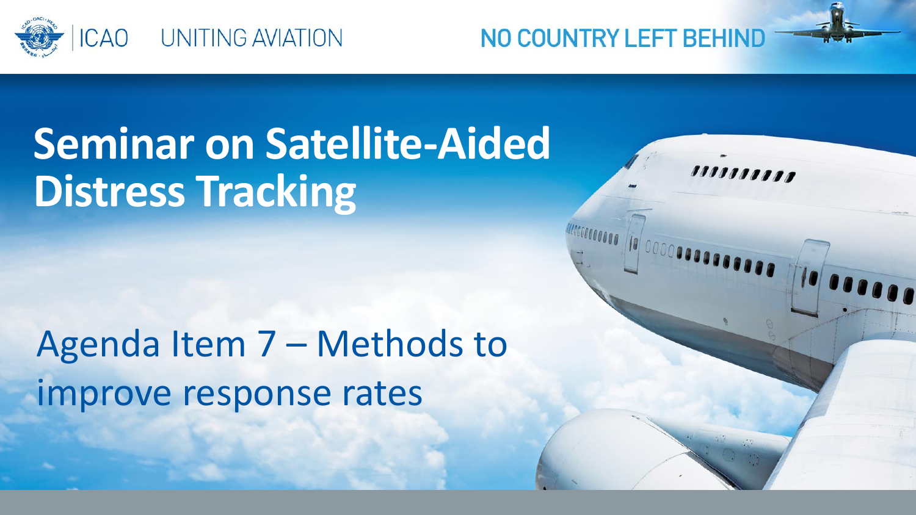# Seminar on Satellite-Aided Distress Tracking

## Agenda Item 7 – Methods to improve response rates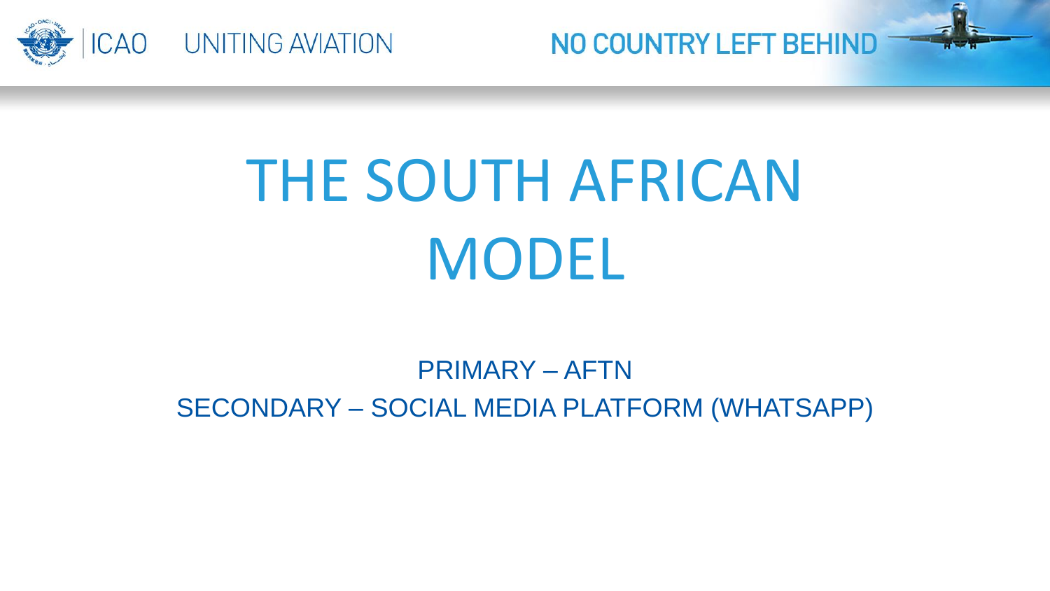# THE SOUTH AFRICAN MODEL

PRIMARY – AFTN

SECONDARY – SOCIAL MEDIA PLATFORM (WHATSAPP)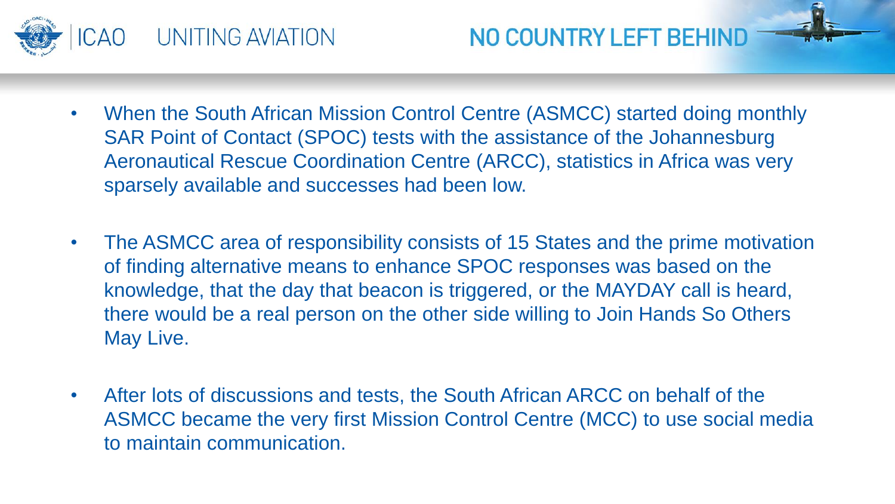- When the South African Mission Control Centre (ASMCC) started doing monthly SAR Point of Contact (SPOC) tests with the assistance of the Johannesburg Aeronautical Rescue Coordination Centre (ARCC), statistics in Africa was very sparsely available and successes had been low.

- The ASMCC area of responsibility consists of 15 States and the prime motivation of finding alternative means to enhance SPOC responses was based on the knowledge, that the day that beacon is triggered, or the MAYDAY call is heard, there would be a real person on the other side willing to Join Hands So Others May Live.

- After lots of discussions and tests, the South African ARCC on behalf of the ASMCC became the very first Mission Control Centre (MCC) to use social media to maintain communication.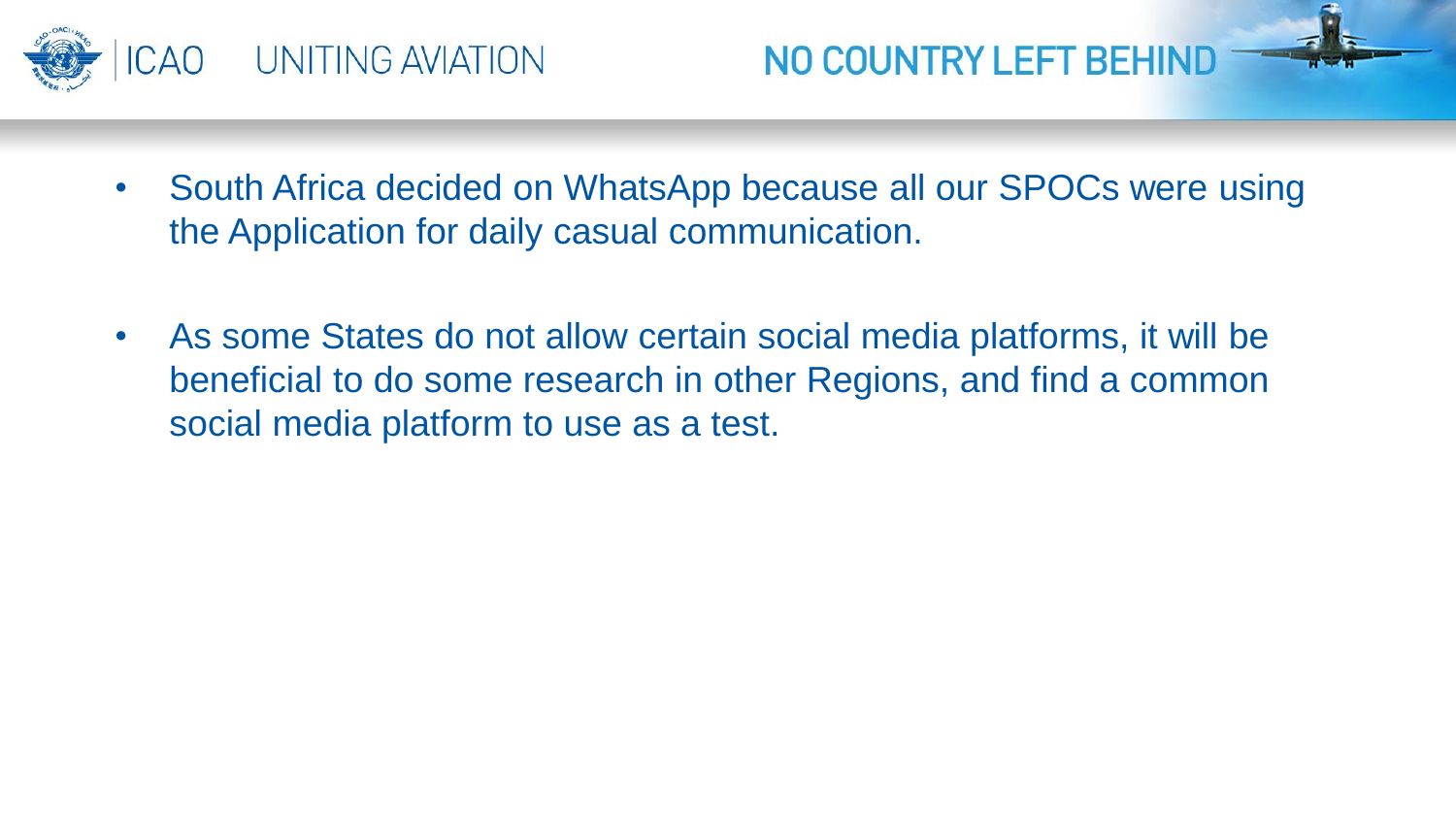- South Africa decided on WhatsApp because all our SPOCs were using the Application for daily casual communication.

- As some States do not allow certain social media platforms, it will be beneficial to do some research in other Regions, and find a common social media platform to use as a test.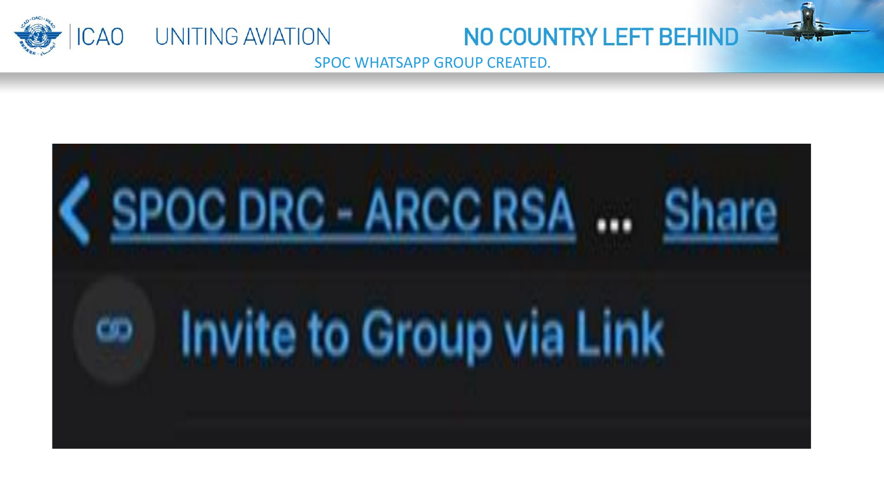SPOC WHATSAPP GROUP CREATED.

SPOC DRC - ARCC RSA ... Share

Invite to Group via Link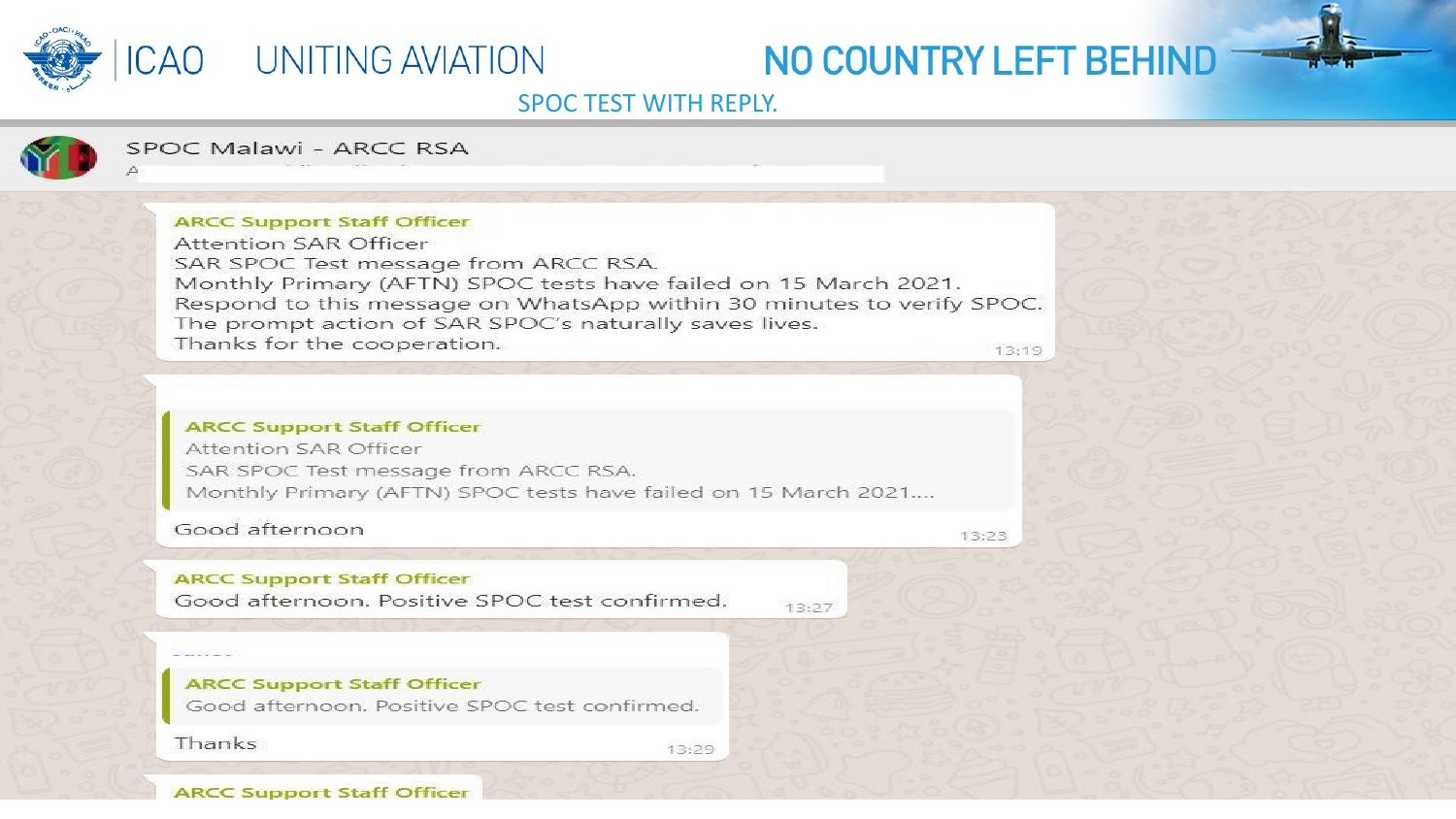## SPOC TEST WITH REPLY.

**SPOC Malawi - ARCC RSA**

**ARCC Support Staff Officer**
Attention SAR Officer
SAR SPOC Test message from ARCC RSA.
Monthly Primary (AFTN) SPOC tests have failed on 15 March 2021.
Respond to this message on WhatsApp within 30 minutes to verify SPOC.
The prompt action of SAR SPOC's naturally saves lives.
Thanks for the cooperation.
13:19

> **ARCC Support Staff Officer**
> Attention SAR Officer
> SAR SPOC Test message from ARCC RSA.
> Monthly Primary (AFTN) SPOC tests have failed on 15 March 2021....

Good afternoon
13:23

**ARCC Support Staff Officer**
Good afternoon. Positive SPOC test confirmed.
13:27

> **ARCC Support Staff Officer**
> Good afternoon. Positive SPOC test confirmed.

Thanks
13:29

**ARCC Support Staff Officer**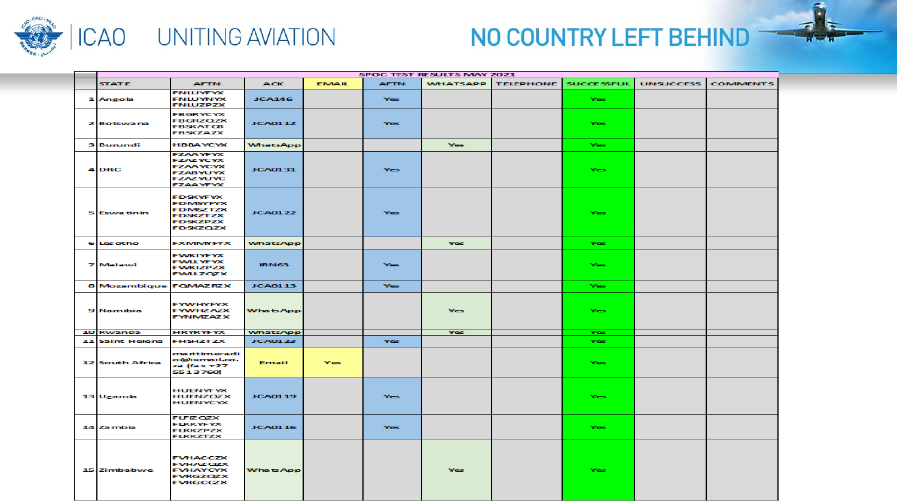## SPOC TEST RESULTS MAY 2021

| | STATE | AFTN | ACK | EMAIL | AFTN | WHATSAPP | TELEPHONE | SUCCESSFUL | UNSUCCESS | COMMENTS |
|---|---|---|---|---|---|---|---|---|---|---|
| 1 | Angola | FNLUYFYX FNLUYNYX FNLUZPZX | JCA146 | | Yes | | | Yes | | |
| 2 | Botswana | FBGRYCYX FBGRZQZX FBSKATCB FBSKZAZX | JCA0112 | | Yes | | | Yes | | |
| 3 | Burundi | HBBAYCYX | WhatsApp | | | Yes | | Yes | | |
| 4 | DRC | FZAAYFYX FZAZYCYX FZAAYCYX FZABYUYX FZAZYUYC FZAAYFYX | JCA0131 | | Yes | | | Yes | | |
| 5 | Eswatinin | FDSKYFYX FDMSYFYX FDMSZTZX FDSKZTZX FDSKZPZX FDSKZQZX | JCA0122 | | Yes | | | Yes | | |
| 6 | Lesotho | FXMMYFYX | WhatsApp | | | Yes | | Yes | | |
| 7 | Malawi | FWKIYFYX FWLLYFYX FWKIZPZX FWLLZQZX | IRN63 | | Yes | | | Yes | | |
| 8 | Mozambique | FQMAZRZX | JCA0113 | | Yes | | | Yes | | |
| 9 | Namibia | FYWHYFYX FYWHZAZX FYNMZAZX | WhatsApp | | | Yes | | Yes | | |
| 10 | Rwanda | HRYRYFYX | WhatsApp | | | Yes | | Yes | | |
| 11 | Saint Helena | FHSHZTZX | JCA0123 | | Yes | | | Yes | | |
| 12 | South Africa | martinmeradi o@ixmail.co.za (fax +27 5513760) | Email | Yes | | | | Yes | | |
| 13 | Uganda | HUENYFYX HUENZQZX HUENYCYX | JCA0119 | | Yes | | | Yes | | |
| 14 | Zambia | FLFEQZX FLKKYFYX FLKKZPZX FLKKZTZX | JCA0116 | | Yes | | | Yes | | |
| 15 | Zimbabwe | FVHACCZX FVHAZQZX FVHAYCYX FVRGZQZX FVRGCCZX | WhatsApp | | | Yes | | Yes | | |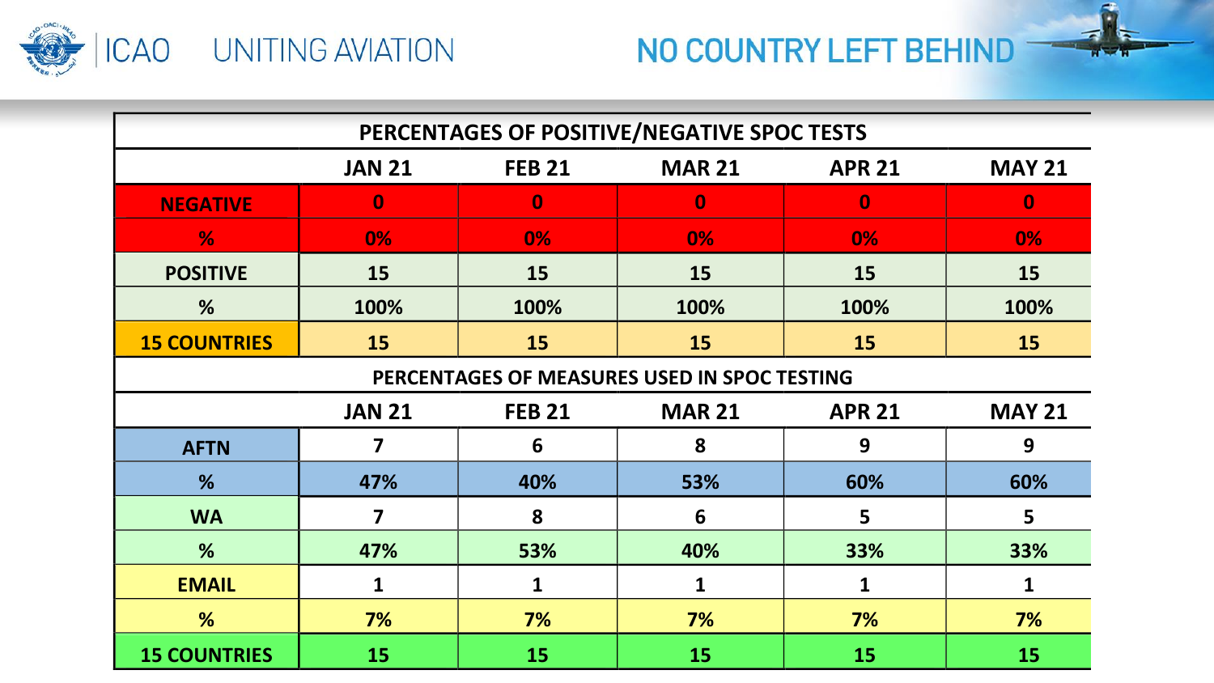| PERCENTAGES OF POSITIVE/NEGATIVE SPOC TESTS | | | | | |
|---|---|---|---|---|---|
| | JAN 21 | FEB 21 | MAR 21 | APR 21 | MAY 21 |
| NEGATIVE | 0 | 0 | 0 | 0 | 0 |
| % | 0% | 0% | 0% | 0% | 0% |
| POSITIVE | 15 | 15 | 15 | 15 | 15 |
| % | 100% | 100% | 100% | 100% | 100% |
| 15 COUNTRIES | 15 | 15 | 15 | 15 | 15 |

| PERCENTAGES OF MEASURES USED IN SPOC TESTING | | | | | |
|---|---|---|---|---|---|
| | JAN 21 | FEB 21 | MAR 21 | APR 21 | MAY 21 |
| AFTN | 7 | 6 | 8 | 9 | 9 |
| % | 47% | 40% | 53% | 60% | 60% |
| WA | 7 | 8 | 6 | 5 | 5 |
| % | 47% | 53% | 40% | 33% | 33% |
| EMAIL | 1 | 1 | 1 | 1 | 1 |
| % | 7% | 7% | 7% | 7% | 7% |
| 15 COUNTRIES | 15 | 15 | 15 | 15 | 15 |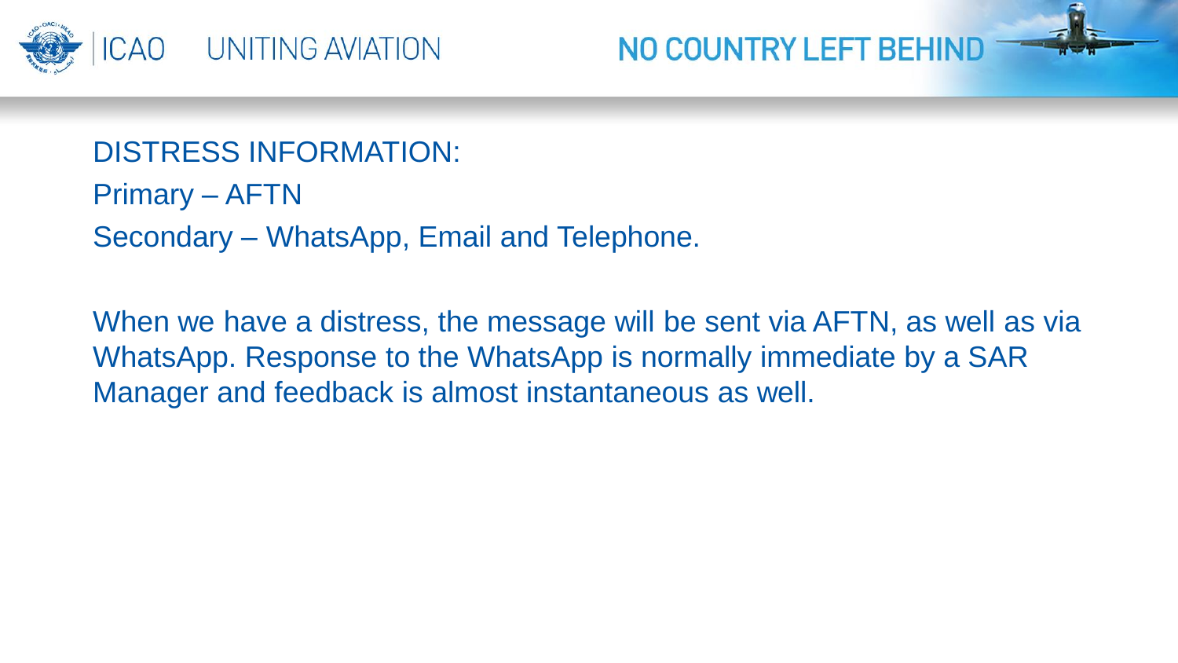DISTRESS INFORMATION:

Primary – AFTN

Secondary – WhatsApp, Email and Telephone.

When we have a distress, the message will be sent via AFTN, as well as via WhatsApp. Response to the WhatsApp is normally immediate by a SAR Manager and feedback is almost instantaneous as well.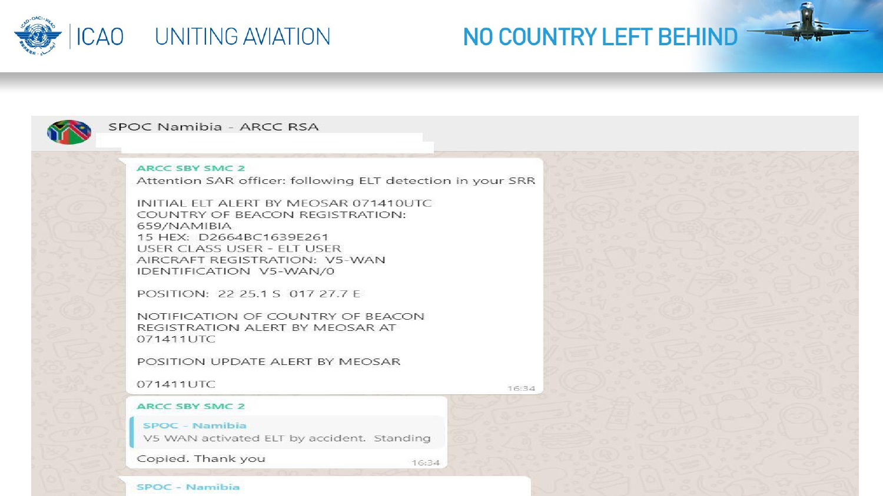SPOC Namibia - ARCC RSA

**ARCC SBY SMC 2**

Attention SAR officer: following ELT detection in your SRR

INITIAL ELT ALERT BY MEOSAR 071410UTC
COUNTRY OF BEACON REGISTRATION:
659/NAMIBIA
15 HEX: D2664BC1639E261
USER CLASS USER - ELT USER
AIRCRAFT REGISTRATION: V5-WAN
IDENTIFICATION V5-WAN/0

POSITION: 22 25.1 S 017 27.7 E

NOTIFICATION OF COUNTRY OF BEACON REGISTRATION ALERT BY MEOSAR AT 071411UTC

POSITION UPDATE ALERT BY MEOSAR

071411UTC

16:34

**ARCC SBY SMC 2**

> **SPOC - Namibia**
> V5 WAN activated ELT by accident. Standing

Copied. Thank you

16:34

**SPOC - Namibia**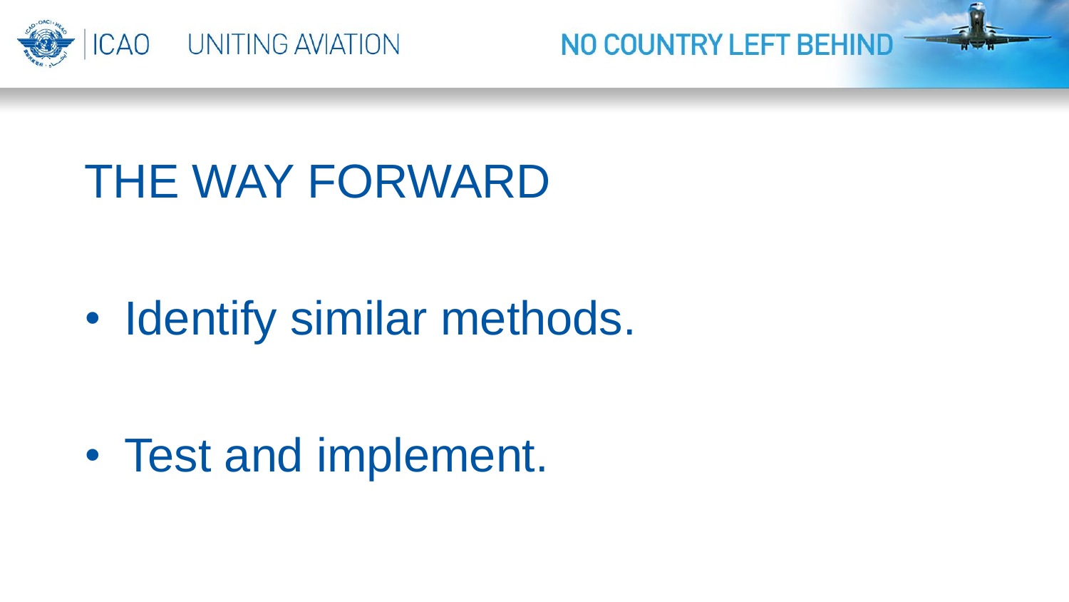# THE WAY FORWARD

- Identify similar methods.
- Test and implement.